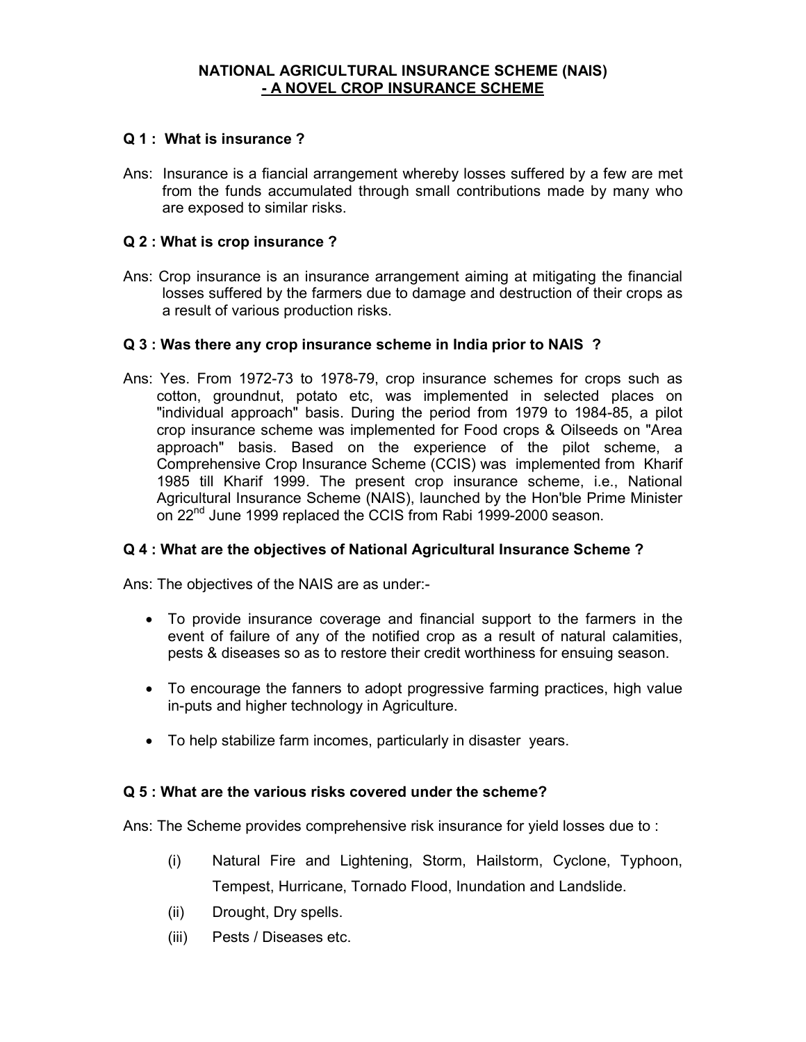# NATIONAL AGRICULTURAL INSURANCE SCHEME (NAIS) - A NOVEL CROP INSURANCE SCHEME

**Q 1 : What is insurance ?**

Ans: Insurance is a fiancial arrangement whereby losses suffered by a few are met from the funds accumulated through small contributions made by many who are exposed to similar risks.

**Q 2 : What is crop insurance ?**

Ans: Crop insurance is an insurance arrangement aiming at mitigating the financial losses suffered by the farmers due to damage and destruction of their crops as a result of various production risks.

**Q 3 : Was there any crop insurance scheme in India prior to NAIS ?**

Ans: Yes. From 1972-73 to 1978-79, crop insurance schemes for crops such as cotton, groundnut, potato etc, was implemented in selected places on "individual approach" basis. During the period from 1979 to 1984-85, a pilot crop insurance scheme was implemented for Food crops & Oilseeds on "Area approach" basis. Based on the experience of the pilot scheme, a Comprehensive Crop Insurance Scheme (CCIS) was implemented from Kharif 1985 till Kharif 1999. The present crop insurance scheme, i.e., National Agricultural Insurance Scheme (NAIS), launched by the Hon'ble Prime Minister on 22nd June 1999 replaced the CCIS from Rabi 1999-2000 season.

**Q 4 : What are the objectives of National Agricultural Insurance Scheme ?**

Ans: The objectives of the NAIS are as under:-

- To provide insurance coverage and financial support to the farmers in the event of failure of any of the notified crop as a result of natural calamities, pests & diseases so as to restore their credit worthiness for ensuing season.
- To encourage the fanners to adopt progressive farming practices, high value in-puts and higher technology in Agriculture.
- To help stabilize farm incomes, particularly in disaster years.

**Q 5 : What are the various risks covered under the scheme?**

Ans: The Scheme provides comprehensive risk insurance for yield losses due to :

(i) Natural Fire and Lightening, Storm, Hailstorm, Cyclone, Typhoon, Tempest, Hurricane, Tornado Flood, Inundation and Landslide.

(ii) Drought, Dry spells.

(iii) Pests / Diseases etc.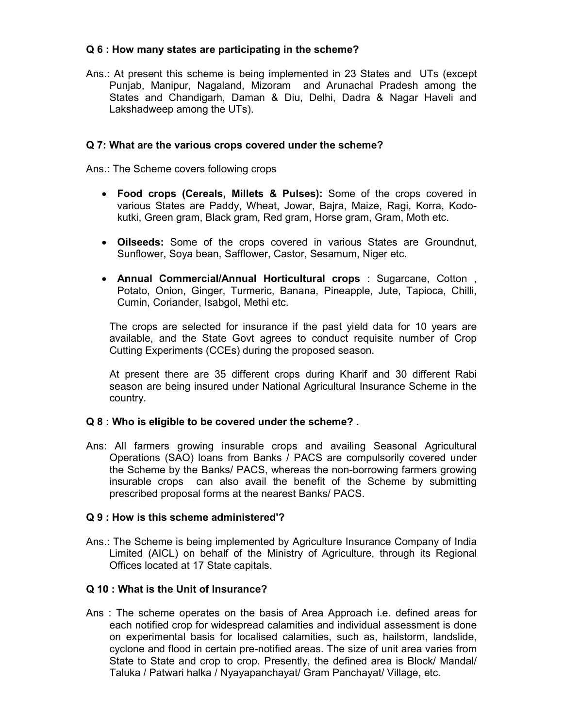### Q 6 : How many states are participating in the scheme?

Ans.: At present this scheme is being implemented in 23 States and UTs (except Punjab, Manipur, Nagaland, Mizoram and Arunachal Pradesh among the States and Chandigarh, Daman & Diu, Delhi, Dadra & Nagar Haveli and Lakshadweep among the UTs).

### Q 7: What are the various crops covered under the scheme?

Ans.: The Scheme covers following crops

- **Food crops (Cereals, Millets & Pulses):** Some of the crops covered in various States are Paddy, Wheat, Jowar, Bajra, Maize, Ragi, Korra, Kodo-kutki, Green gram, Black gram, Red gram, Horse gram, Gram, Moth etc.
- **Oilseeds:** Some of the crops covered in various States are Groundnut, Sunflower, Soya bean, Safflower, Castor, Sesamum, Niger etc.
- **Annual Commercial/Annual Horticultural crops** : Sugarcane, Cotton , Potato, Onion, Ginger, Turmeric, Banana, Pineapple, Jute, Tapioca, Chilli, Cumin, Coriander, Isabgol, Methi etc.

The crops are selected for insurance if the past yield data for 10 years are available, and the State Govt agrees to conduct requisite number of Crop Cutting Experiments (CCEs) during the proposed season.

At present there are 35 different crops during Kharif and 30 different Rabi season are being insured under National Agricultural Insurance Scheme in the country.

### Q 8 : Who is eligible to be covered under the scheme? .

Ans: All farmers growing insurable crops and availing Seasonal Agricultural Operations (SAO) loans from Banks / PACS are compulsorily covered under the Scheme by the Banks/ PACS, whereas the non-borrowing farmers growing insurable crops can also avail the benefit of the Scheme by submitting prescribed proposal forms at the nearest Banks/ PACS.

### Q 9 : How is this scheme administered'?

Ans.: The Scheme is being implemented by Agriculture Insurance Company of India Limited (AICL) on behalf of the Ministry of Agriculture, through its Regional Offices located at 17 State capitals.

### Q 10 : What is the Unit of Insurance?

Ans : The scheme operates on the basis of Area Approach i.e. defined areas for each notified crop for widespread calamities and individual assessment is done on experimental basis for localised calamities, such as, hailstorm, landslide, cyclone and flood in certain pre-notified areas. The size of unit area varies from State to State and crop to crop. Presently, the defined area is Block/ Mandal/ Taluka / Patwari halka / Nyayapanchayat/ Gram Panchayat/ Village, etc.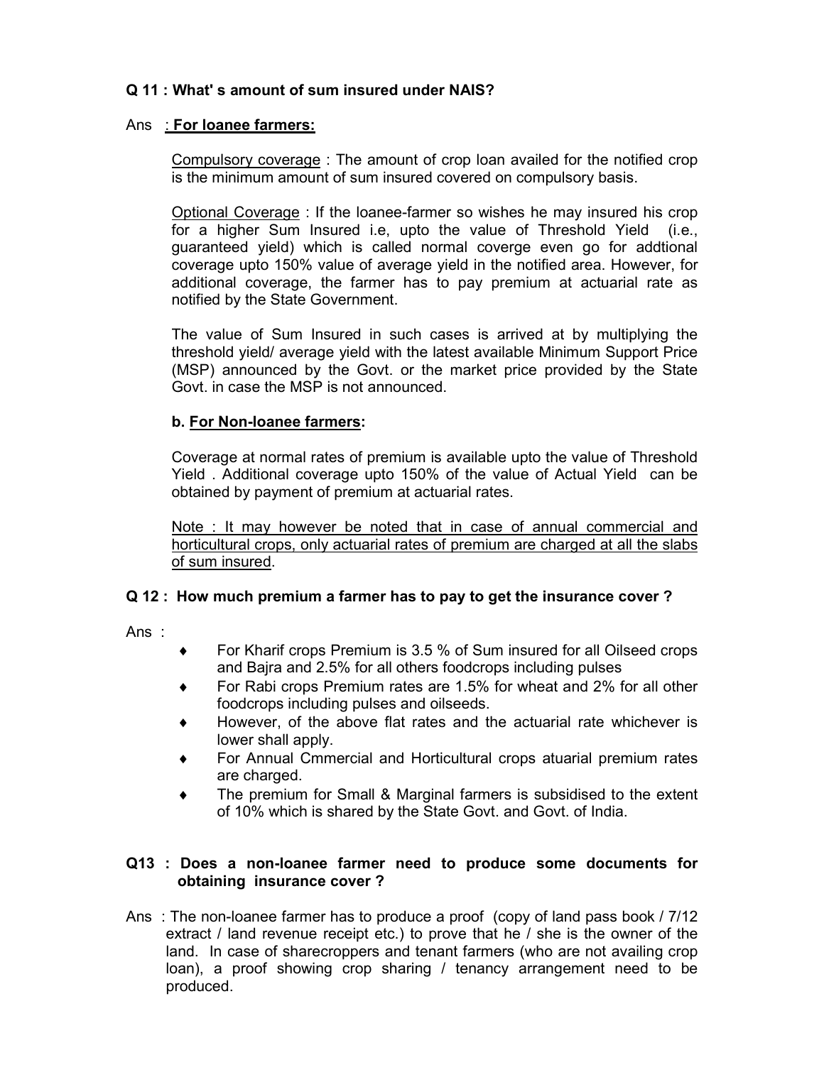**Q 11 : What' s amount of sum insured under NAIS?**

Ans : **For loanee farmers:**

Compulsory coverage : The amount of crop loan availed for the notified crop is the minimum amount of sum insured covered on compulsory basis.

Optional Coverage : If the loanee-farmer so wishes he may insured his crop for a higher Sum Insured i.e, upto the value of Threshold Yield (i.e., guaranteed yield) which is called normal coverge even go for addtional coverage upto 150% value of average yield in the notified area. However, for additional coverage, the farmer has to pay premium at actuarial rate as notified by the State Government.

The value of Sum Insured in such cases is arrived at by multiplying the threshold yield/ average yield with the latest available Minimum Support Price (MSP) announced by the Govt. or the market price provided by the State Govt. in case the MSP is not announced.

**b. For Non-loanee farmers:**

Coverage at normal rates of premium is available upto the value of Threshold Yield . Additional coverage upto 150% of the value of Actual Yield can be obtained by payment of premium at actuarial rates.

Note : It may however be noted that in case of annual commercial and horticultural crops, only actuarial rates of premium are charged at all the slabs of sum insured.

**Q 12 : How much premium a farmer has to pay to get the insurance cover ?**

Ans :

- For Kharif crops Premium is 3.5 % of Sum insured for all Oilseed crops and Bajra and 2.5% for all others foodcrops including pulses
- For Rabi crops Premium rates are 1.5% for wheat and 2% for all other foodcrops including pulses and oilseeds.
- However, of the above flat rates and the actuarial rate whichever is lower shall apply.
- For Annual Cmmercial and Horticultural crops atuarial premium rates are charged.
- The premium for Small & Marginal farmers is subsidised to the extent of 10% which is shared by the State Govt. and Govt. of India.

**Q13 : Does a non-loanee farmer need to produce some documents for obtaining insurance cover ?**

Ans : The non-loanee farmer has to produce a proof (copy of land pass book / 7/12 extract / land revenue receipt etc.) to prove that he / she is the owner of the land. In case of sharecroppers and tenant farmers (who are not availing crop loan), a proof showing crop sharing / tenancy arrangement need to be produced.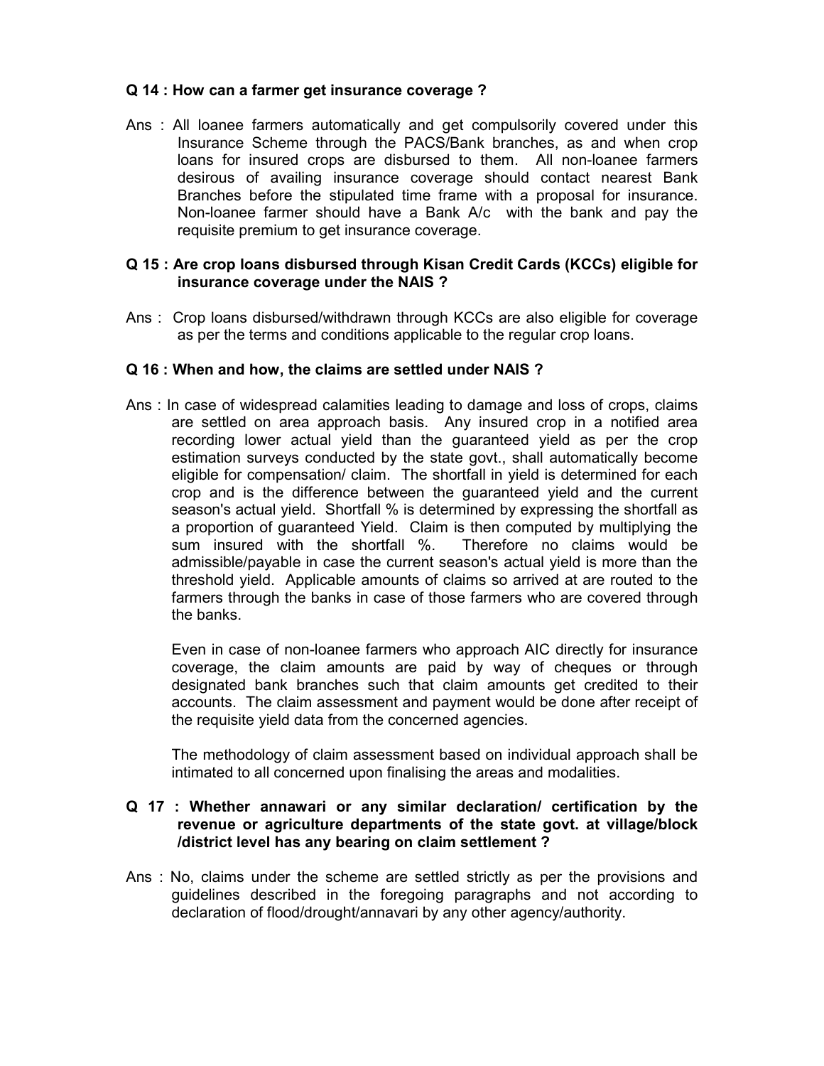**Q 14 : How can a farmer get insurance coverage ?**

Ans : All loanee farmers automatically and get compulsorily covered under this Insurance Scheme through the PACS/Bank branches, as and when crop loans for insured crops are disbursed to them. All non-loanee farmers desirous of availing insurance coverage should contact nearest Bank Branches before the stipulated time frame with a proposal for insurance. Non-loanee farmer should have a Bank A/c with the bank and pay the requisite premium to get insurance coverage.

**Q 15 : Are crop loans disbursed through Kisan Credit Cards (KCCs) eligible for insurance coverage under the NAIS ?**

Ans : Crop loans disbursed/withdrawn through KCCs are also eligible for coverage as per the terms and conditions applicable to the regular crop loans.

**Q 16 : When and how, the claims are settled under NAIS ?**

Ans : In case of widespread calamities leading to damage and loss of crops, claims are settled on area approach basis. Any insured crop in a notified area recording lower actual yield than the guaranteed yield as per the crop estimation surveys conducted by the state govt., shall automatically become eligible for compensation/ claim. The shortfall in yield is determined for each crop and is the difference between the guaranteed yield and the current season's actual yield. Shortfall % is determined by expressing the shortfall as a proportion of guaranteed Yield. Claim is then computed by multiplying the sum insured with the shortfall %. Therefore no claims would be admissible/payable in case the current season's actual yield is more than the threshold yield. Applicable amounts of claims so arrived at are routed to the farmers through the banks in case of those farmers who are covered through the banks.

Even in case of non-loanee farmers who approach AIC directly for insurance coverage, the claim amounts are paid by way of cheques or through designated bank branches such that claim amounts get credited to their accounts. The claim assessment and payment would be done after receipt of the requisite yield data from the concerned agencies.

The methodology of claim assessment based on individual approach shall be intimated to all concerned upon finalising the areas and modalities.

**Q 17 : Whether annawari or any similar declaration/ certification by the revenue or agriculture departments of the state govt. at village/block /district level has any bearing on claim settlement ?**

Ans : No, claims under the scheme are settled strictly as per the provisions and guidelines described in the foregoing paragraphs and not according to declaration of flood/drought/annavari by any other agency/authority.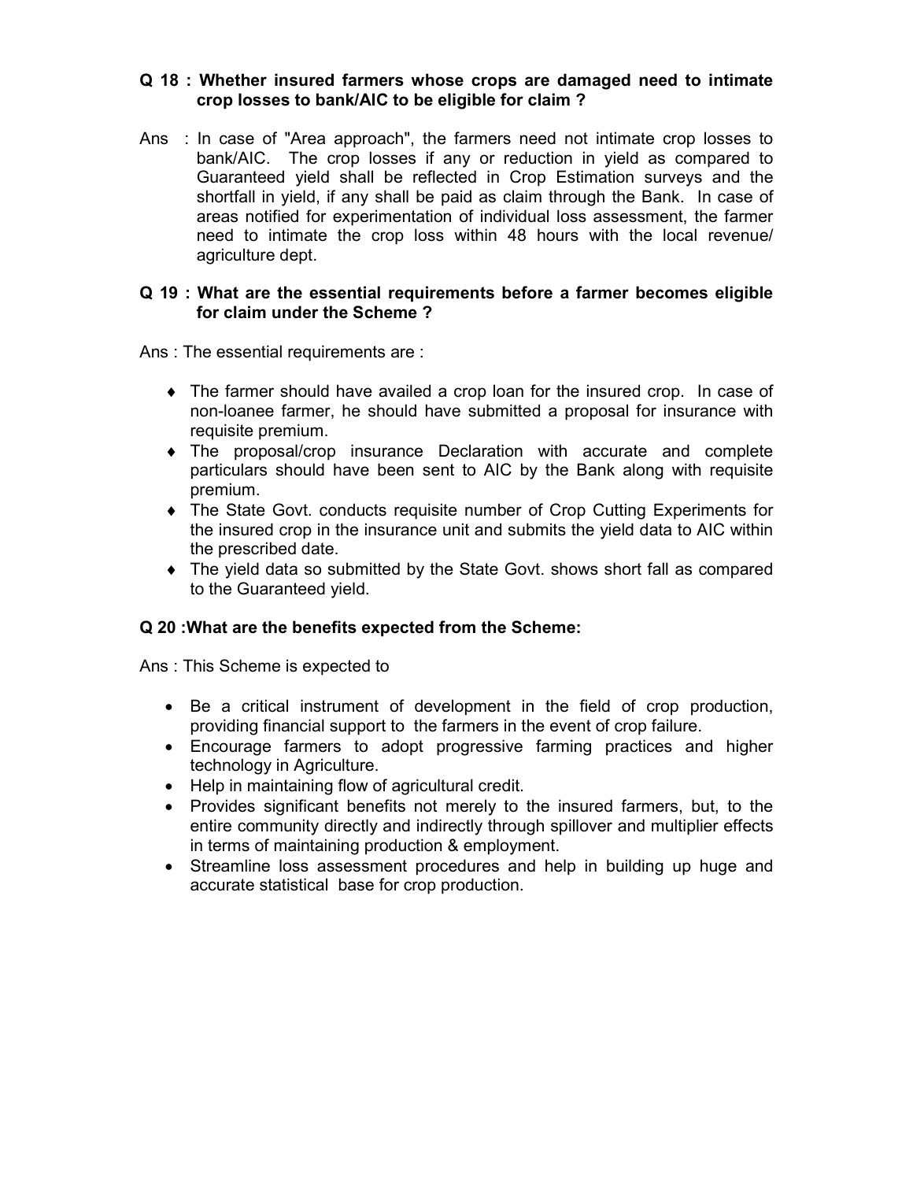**Q 18 : Whether insured farmers whose crops are damaged need to intimate crop losses to bank/AIC to be eligible for claim ?**

Ans : In case of "Area approach", the farmers need not intimate crop losses to bank/AIC. The crop losses if any or reduction in yield as compared to Guaranteed yield shall be reflected in Crop Estimation surveys and the shortfall in yield, if any shall be paid as claim through the Bank. In case of areas notified for experimentation of individual loss assessment, the farmer need to intimate the crop loss within 48 hours with the local revenue/ agriculture dept.

**Q 19 : What are the essential requirements before a farmer becomes eligible for claim under the Scheme ?**

Ans : The essential requirements are :

- The farmer should have availed a crop loan for the insured crop. In case of non-loanee farmer, he should have submitted a proposal for insurance with requisite premium.
- The proposal/crop insurance Declaration with accurate and complete particulars should have been sent to AIC by the Bank along with requisite premium.
- The State Govt. conducts requisite number of Crop Cutting Experiments for the insured crop in the insurance unit and submits the yield data to AIC within the prescribed date.
- The yield data so submitted by the State Govt. shows short fall as compared to the Guaranteed yield.

**Q 20 :What are the benefits expected from the Scheme:**

Ans : This Scheme is expected to

- Be a critical instrument of development in the field of crop production, providing financial support to the farmers in the event of crop failure.
- Encourage farmers to adopt progressive farming practices and higher technology in Agriculture.
- Help in maintaining flow of agricultural credit.
- Provides significant benefits not merely to the insured farmers, but, to the entire community directly and indirectly through spillover and multiplier effects in terms of maintaining production & employment.
- Streamline loss assessment procedures and help in building up huge and accurate statistical base for crop production.